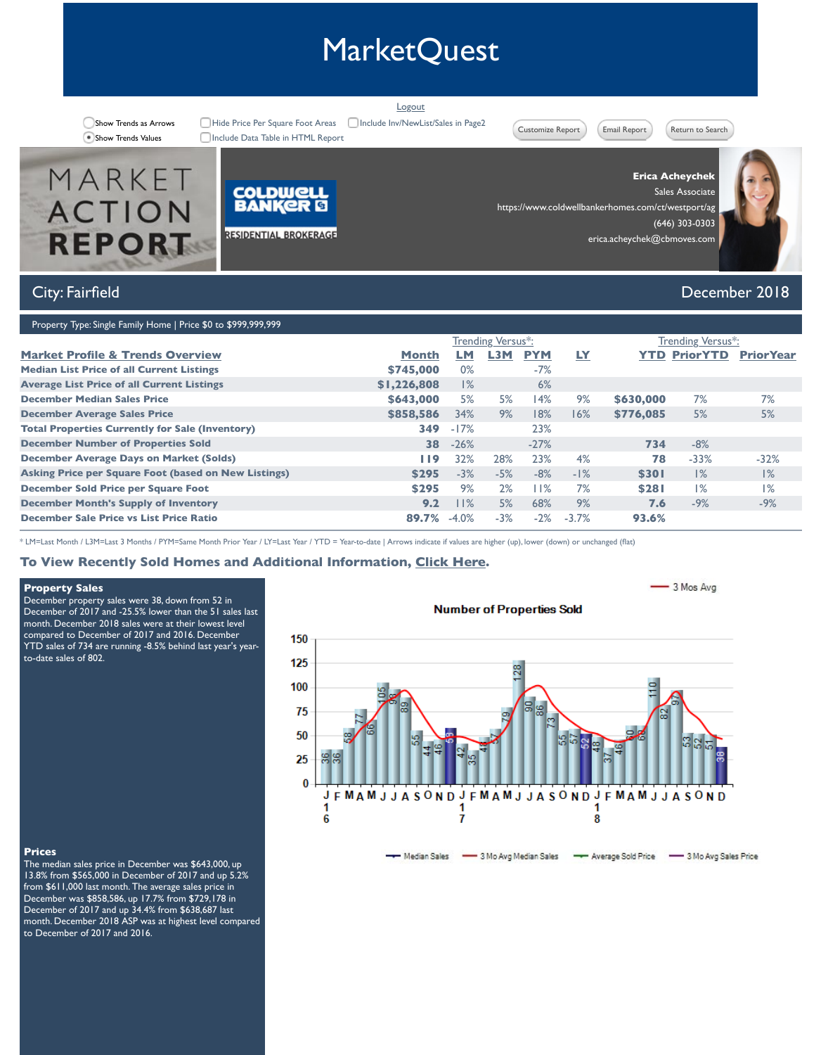# MarketQuest

Logout

Show Trends as Arrows
Show Trends Values
Hide Price Per Square Foot Areas
Include Data Table in HTML Report
Include Inv/NewList/Sales in Page2

Customize Report | Email Report | Return to Search

MARKET ACTION REPORT

COLDWELL BANKER RESIDENTIAL BROKERAGE

**Erica Acheychek**
Sales Associate
https://www.coldwellbankerhomes.com/ct/westport/ag
(646) 303-0303
erica.acheychek@cbmoves.com

## City: Fairfield — December 2018

Property Type: Single Family Home | Price $0 to $999,999,999

| Market Profile & Trends Overview | Month | LM | L3M | PYM | LY | YTD | PriorYTD | PriorYear |
|---|---|---|---|---|---|---|---|---|
| | | Trending Versus*: | | | | Trending Versus*: | | |
| Median List Price of all Current Listings | $745,000 | 0% | | -7% | | | | |
| Average List Price of all Current Listings | $1,226,808 | 1% | | 6% | | | | |
| December Median Sales Price | $643,000 | 5% | 5% | 14% | 9% | $630,000 | 7% | 7% |
| December Average Sales Price | $858,586 | 34% | 9% | 18% | 16% | $776,085 | 5% | 5% |
| Total Properties Currently for Sale (Inventory) | 349 | -17% | | 23% | | | | |
| December Number of Properties Sold | 38 | -26% | | -27% | | 734 | -8% | |
| December Average Days on Market (Solds) | 119 | 32% | 28% | 23% | 4% | 78 | -33% | -32% |
| Asking Price per Square Foot (based on New Listings) | $295 | -3% | -5% | -8% | -1% | $301 | 1% | 1% |
| December Sold Price per Square Foot | $295 | 9% | 2% | 11% | 7% | $281 | 1% | 1% |
| December Month's Supply of Inventory | 9.2 | 11% | 5% | 68% | 9% | 7.6 | -9% | -9% |
| December Sale Price vs List Price Ratio | 89.7% | -4.0% | -3% | -2% | -3.7% | 93.6% | | |

* LM=Last Month / L3M=Last 3 Months / PYM=Same Month Prior Year / LY=Last Year / YTD = Year-to-date | Arrows indicate if values are higher (up), lower (down) or unchanged (flat)

### To View Recently Sold Homes and Additional Information, Click Here.

**Property Sales**
December property sales were 38, down from 52 in December of 2017 and -25.5% lower than the 51 sales last month. December 2018 sales were at their lowest level compared to December of 2017 and 2016. December YTD sales of 734 are running -8.5% behind last year's year-to-date sales of 802.

**Number of Properties Sold**

| Year | J | F | M | A | M | J | J | A | S | O | N | D |
|---|---|---|---|---|---|---|---|---|---|---|---|---|
| 16 | 36 | 36 | 58 | 77 | 66 | 105 | 98 | 89 | 55 | 44 | 46 | 58 |
| 17 | 42 | 35 | 48 | 57 | 79 | 128 | 90 | 86 | 73 | 55 | 57 | 52 |
| 18 | 48 | 37 | 46 | 60 | 62 | 110 | 82 | 97 | 53 | 52 | 51 | 38 |

3 Mos Avg

Median Sales | 3 Mo Avg Median Sales | Average Sold Price | 3 Mo Avg Sales Price

**Prices**
The median sales price in December was $643,000, up 13.8% from $565,000 in December of 2017 and up 5.2% from $611,000 last month. The average sales price in December was $858,586, up 17.7% from $729,178 in December of 2017 and up 34.4% from $638,687 last month. December 2018 ASP was at highest level compared to December of 2017 and 2016.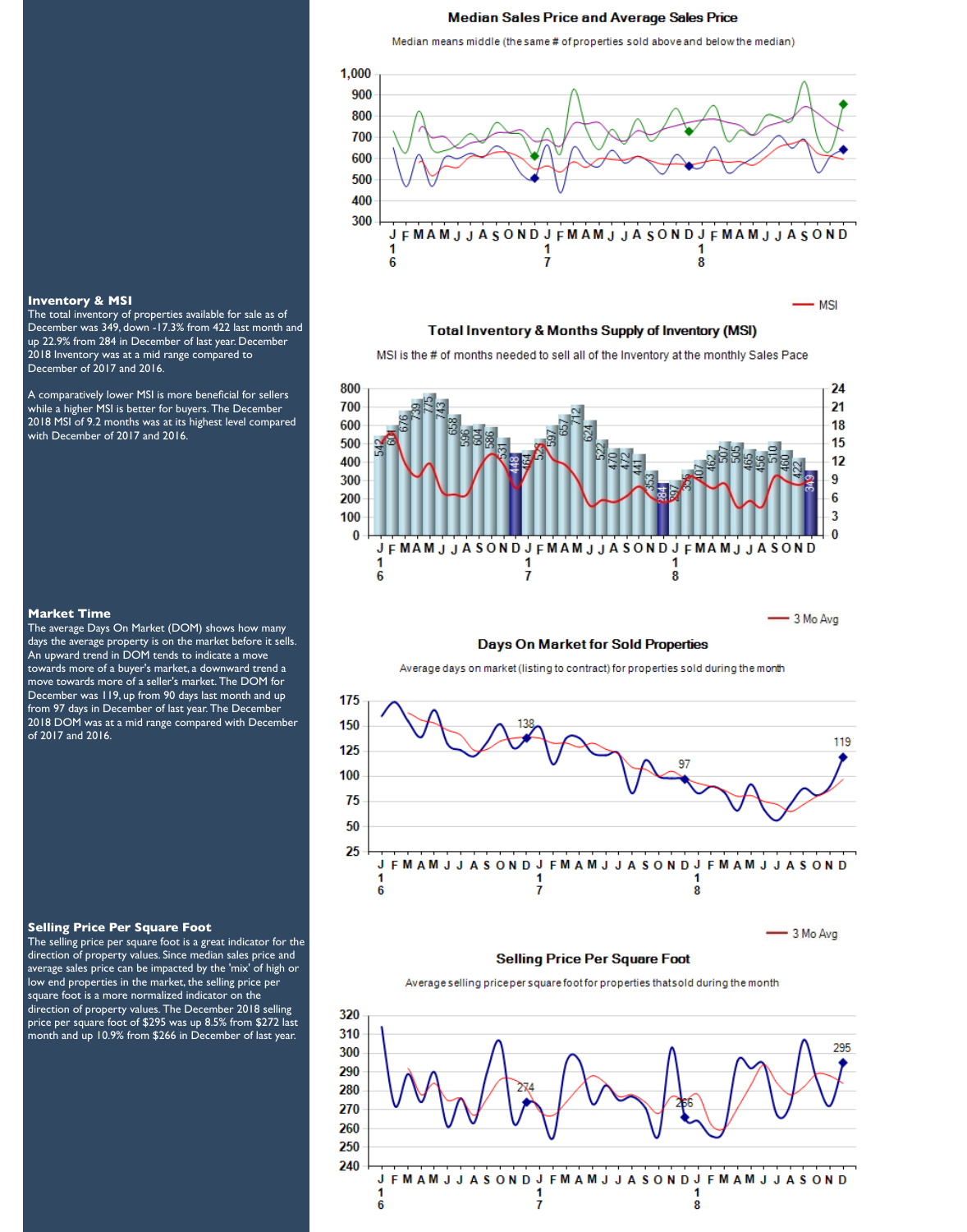## Median Sales Price and Average Sales Price

Median means middle (the same # of properties sold above and below the median)

### Inventory & MSI

The total inventory of properties available for sale as of December was 349, down -17.3% from 422 last month and up 22.9% from 284 in December of last year. December 2018 Inventory was at a mid range compared to December of 2017 and 2016.

A comparatively lower MSI is more beneficial for sellers while a higher MSI is better for buyers. The December 2018 MSI of 9.2 months was at its highest level compared with December of 2017 and 2016.

## Total Inventory & Months Supply of Inventory (MSI)

MSI is the # of months needed to sell all of the Inventory at the monthly Sales Pace

### Market Time

The average Days On Market (DOM) shows how many days the average property is on the market before it sells. An upward trend in DOM tends to indicate a move towards more of a buyer's market, a downward trend a move towards more of a seller's market. The DOM for December was 119, up from 90 days last month and up from 97 days in December of last year. The December 2018 DOM was at a mid range compared with December of 2017 and 2016.

## Days On Market for Sold Properties

Average days on market (listing to contract) for properties sold during the month

### Selling Price Per Square Foot

The selling price per square foot is a great indicator for the direction of property values. Since median sales price and average sales price can be impacted by the 'mix' of high or low end properties in the market, the selling price per square foot is a more normalized indicator on the direction of property values. The December 2018 selling price per square foot of $295 was up 8.5% from $272 last month and up 10.9% from $266 in December of last year.

## Selling Price Per Square Foot

Average selling price per square foot for properties that sold during the month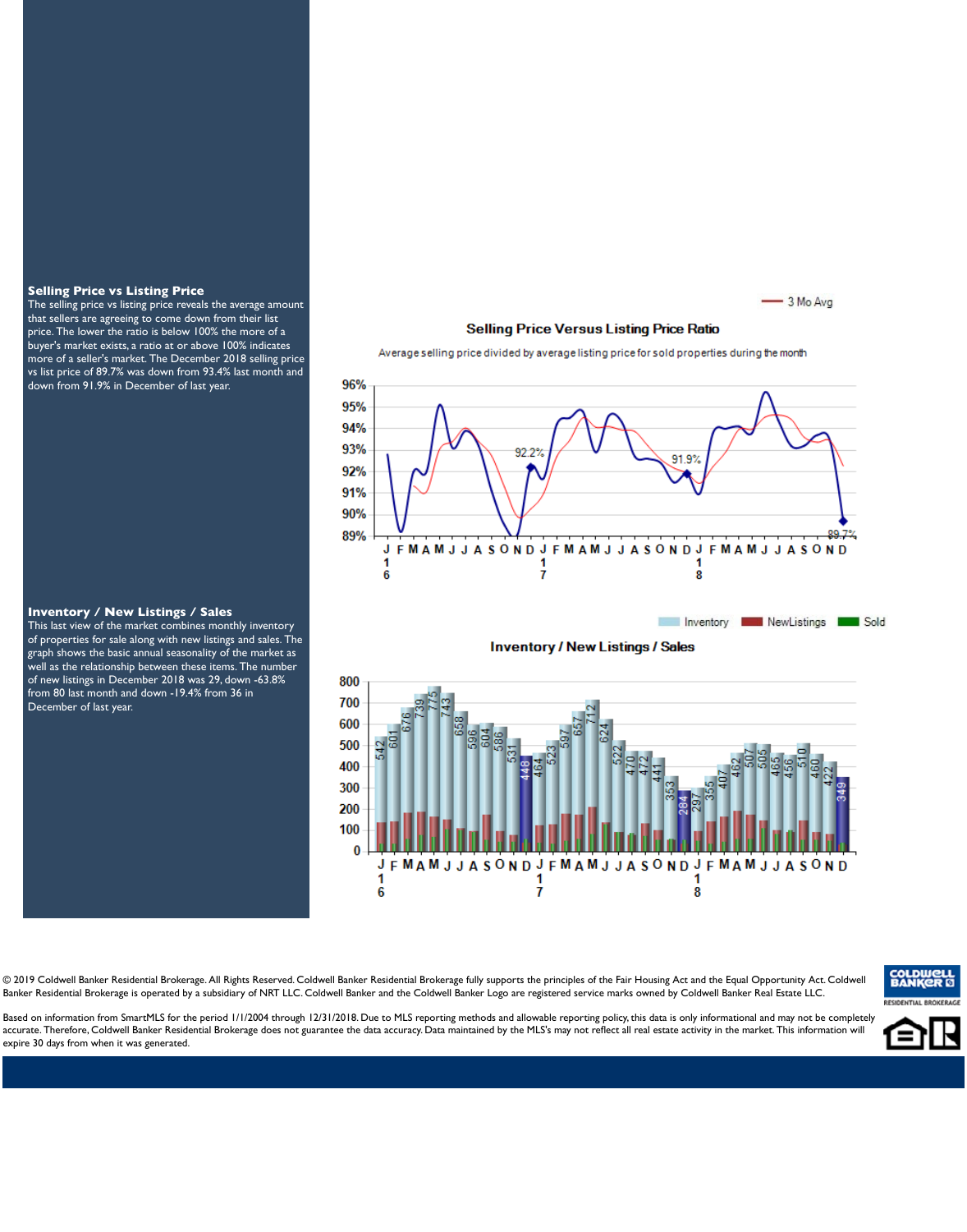**Selling Price vs Listing Price**

The selling price vs listing price reveals the average amount that sellers are agreeing to come down from their list price. The lower the ratio is below 100% the more of a buyer's market exists, a ratio at or above 100% indicates more of a seller's market. The December 2018 selling price vs list price of 89.7% was down from 93.4% last month and down from 91.9% in December of last year.

3 Mo Avg

Selling Price Versus Listing Price Ratio

Average selling price divided by average listing price for sold properties during the month

96%
95%
94%
93%
92%
91%
90%
89%

92.2%
91.9%
89.7%

J F M A M J J A S O N D J F M A M J J A S O N D J F M A M J J A S O N D
16 17 18

**Inventory / New Listings / Sales**

This last view of the market combines monthly inventory of properties for sale along with new listings and sales. The graph shows the basic annual seasonality of the market as well as the relationship between these items. The number of new listings in December 2018 was 29, down -63.8% from 80 last month and down -19.4% from 36 in December of last year.

Inventory NewListings Sold

Inventory / New Listings / Sales

800
700
600
500
400
300
200
100
0

542 601 676 739 775 743 658 596 604 586 531 448 464 523 597 657 712 624 522 470 472 441 353 284 297 356 407 462 507 505 465 456 510 460 422 349

J F M A M J J A S O N D J F M A M J J A S O N D J F M A M J J A S O N D
16 17 18

© 2019 Coldwell Banker Residential Brokerage. All Rights Reserved. Coldwell Banker Residential Brokerage fully supports the principles of the Fair Housing Act and the Equal Opportunity Act. Coldwell Banker Residential Brokerage is operated by a subsidiary of NRT LLC. Coldwell Banker and the Coldwell Banker Logo are registered service marks owned by Coldwell Banker Real Estate LLC.

Based on information from SmartMLS for the period 1/1/2004 through 12/31/2018. Due to MLS reporting methods and allowable reporting policy, this data is only informational and may not be completely accurate. Therefore, Coldwell Banker Residential Brokerage does not guarantee the data accuracy. Data maintained by the MLS's may not reflect all real estate activity in the market. This information will expire 30 days from when it was generated.